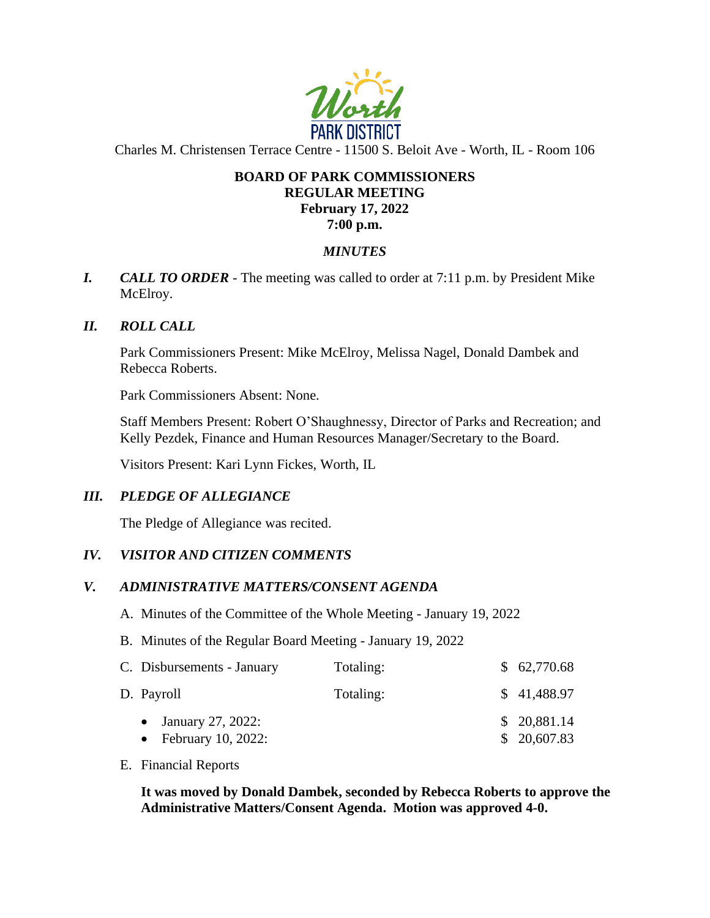Worth PARK DISTRICT

Charles M. Christensen Terrace Centre - 11500 S. Beloit Ave - Worth, IL - Room 106

**BOARD OF PARK COMMISSIONERS**
**REGULAR MEETING**
**February 17, 2022**
**7:00 p.m.**

***MINUTES***

***I. CALL TO ORDER*** - The meeting was called to order at 7:11 p.m. by President Mike McElroy.

***II. ROLL CALL***

Park Commissioners Present: Mike McElroy, Melissa Nagel, Donald Dambek and Rebecca Roberts.

Park Commissioners Absent: None.

Staff Members Present: Robert O'Shaughnessy, Director of Parks and Recreation; and Kelly Pezdek, Finance and Human Resources Manager/Secretary to the Board.

Visitors Present: Kari Lynn Fickes, Worth, IL

***III. PLEDGE OF ALLEGIANCE***

The Pledge of Allegiance was recited.

***IV. VISITOR AND CITIZEN COMMENTS***

***V. ADMINISTRATIVE MATTERS/CONSENT AGENDA***

A. Minutes of the Committee of the Whole Meeting - January 19, 2022

B. Minutes of the Regular Board Meeting - January 19, 2022

| | | |
|---|---|---|
| C. Disbursements - January | Totaling: | $ 62,770.68 |
| D. Payroll | Totaling: | $ 41,488.97 |
| • January 27, 2022: | | $ 20,881.14 |
| • February 10, 2022: | | $ 20,607.83 |

E. Financial Reports

**It was moved by Donald Dambek, seconded by Rebecca Roberts to approve the Administrative Matters/Consent Agenda. Motion was approved 4-0.**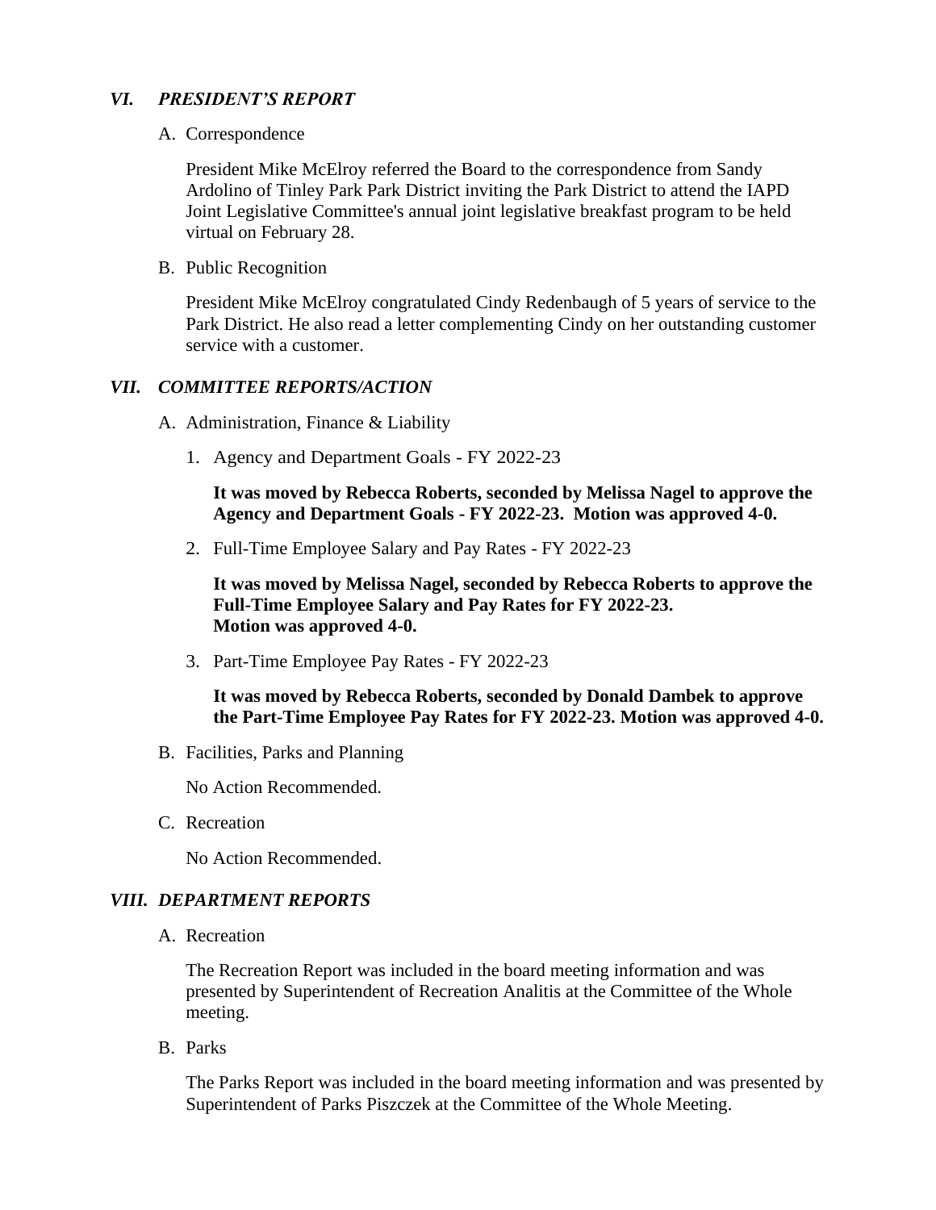## *VI. PRESIDENT'S REPORT*

A. Correspondence

President Mike McElroy referred the Board to the correspondence from Sandy Ardolino of Tinley Park Park District inviting the Park District to attend the IAPD Joint Legislative Committee's annual joint legislative breakfast program to be held virtual on February 28.

B. Public Recognition

President Mike McElroy congratulated Cindy Redenbaugh of 5 years of service to the Park District. He also read a letter complementing Cindy on her outstanding customer service with a customer.

## *VII. COMMITTEE REPORTS/ACTION*

A. Administration, Finance & Liability

1. Agency and Department Goals - FY 2022-23

   **It was moved by Rebecca Roberts, seconded by Melissa Nagel to approve the Agency and Department Goals - FY 2022-23. Motion was approved 4-0.**

2. Full-Time Employee Salary and Pay Rates - FY 2022-23

   **It was moved by Melissa Nagel, seconded by Rebecca Roberts to approve the Full-Time Employee Salary and Pay Rates for FY 2022-23. Motion was approved 4-0.**

3. Part-Time Employee Pay Rates - FY 2022-23

   **It was moved by Rebecca Roberts, seconded by Donald Dambek to approve the Part-Time Employee Pay Rates for FY 2022-23. Motion was approved 4-0.**

B. Facilities, Parks and Planning

No Action Recommended.

C. Recreation

No Action Recommended.

## *VIII. DEPARTMENT REPORTS*

A. Recreation

The Recreation Report was included in the board meeting information and was presented by Superintendent of Recreation Analitis at the Committee of the Whole meeting.

B. Parks

The Parks Report was included in the board meeting information and was presented by Superintendent of Parks Piszczek at the Committee of the Whole Meeting.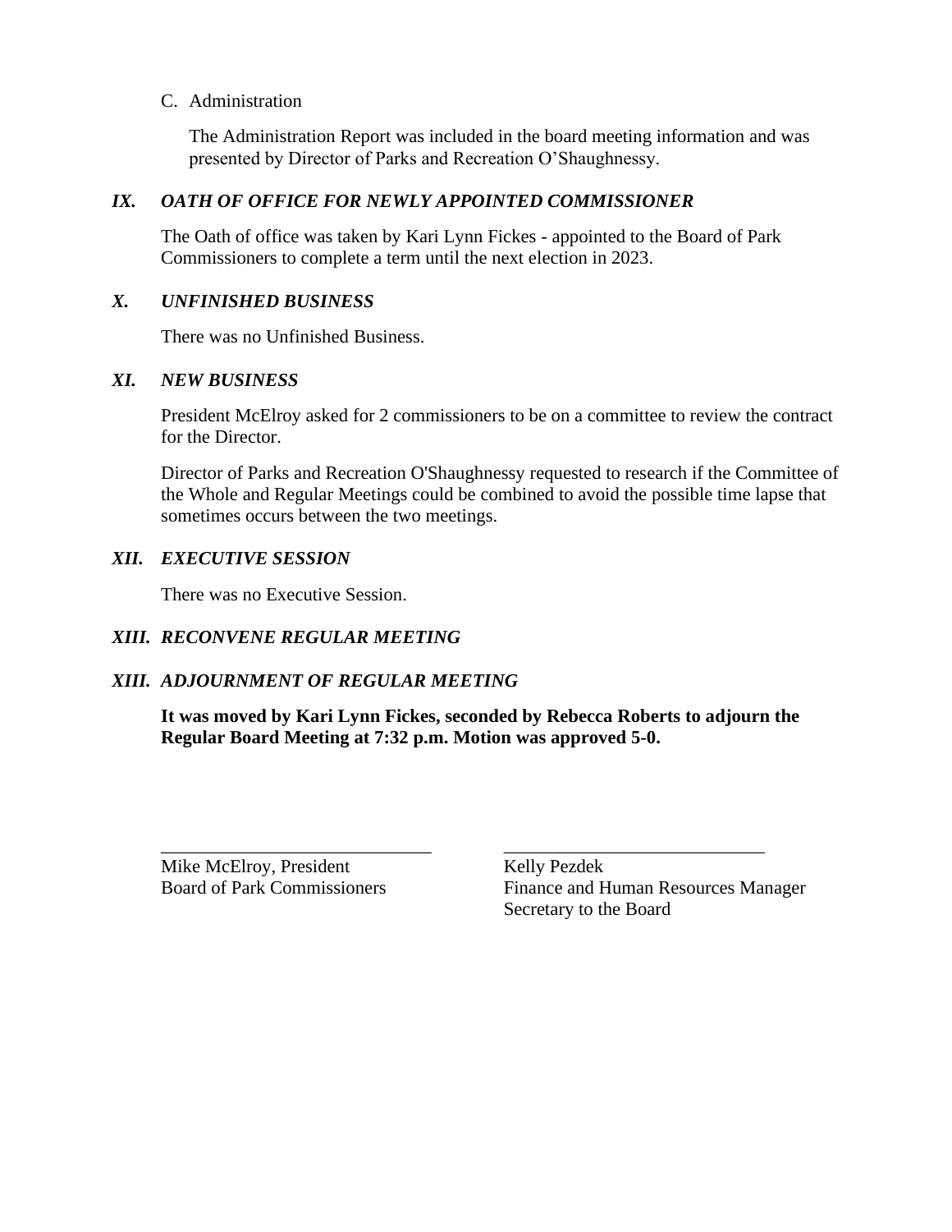C. Administration

The Administration Report was included in the board meeting information and was presented by Director of Parks and Recreation O’Shaughnessy.

### *IX. OATH OF OFFICE FOR NEWLY APPOINTED COMMISSIONER*

The Oath of office was taken by Kari Lynn Fickes - appointed to the Board of Park Commissioners to complete a term until the next election in 2023.

### *X. UNFINISHED BUSINESS*

There was no Unfinished Business.

### *XI. NEW BUSINESS*

President McElroy asked for 2 commissioners to be on a committee to review the contract for the Director.

Director of Parks and Recreation O'Shaughnessy requested to research if the Committee of the Whole and Regular Meetings could be combined to avoid the possible time lapse that sometimes occurs between the two meetings.

### *XII. EXECUTIVE SESSION*

There was no Executive Session.

### *XIII. RECONVENE REGULAR MEETING*

### *XIII. ADJOURNMENT OF REGULAR MEETING*

**It was moved by Kari Lynn Fickes, seconded by Rebecca Roberts to adjourn the Regular Board Meeting at 7:32 p.m. Motion was approved 5-0.**

_____________________________
Mike McElroy, President
Board of Park Commissioners

_____________________________
Kelly Pezdek
Finance and Human Resources Manager
Secretary to the Board